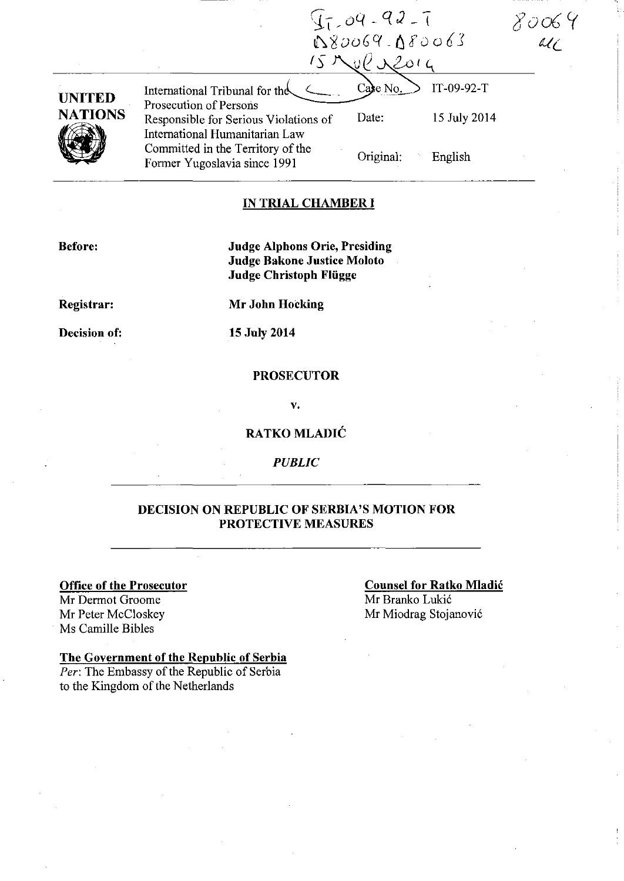IT-09-92-T
D80069 - D80063
15 JULY 2014

80069
MC

**UNITED NATIONS**

International Tribunal for the Prosecution of Persons Responsible for Serious Violations of International Humanitarian Law Committed in the Territory of the Former Yugoslavia since 1991

Case No. IT-09-92-T

Date: 15 July 2014

Original: English

## IN TRIAL CHAMBER I

**Before:**
**Judge Alphons Orie, Presiding**
**Judge Bakone Justice Moloto**
**Judge Christoph Flügge**

**Registrar:**
**Mr John Hocking**

**Decision of:**
**15 July 2014**

**PROSECUTOR**

**v.**

**RATKO MLADIĆ**

*PUBLIC*

## DECISION ON REPUBLIC OF SERBIA'S MOTION FOR PROTECTIVE MEASURES

**Office of the Prosecutor**
Mr Dermot Groome
Mr Peter McCloskey
Ms Camille Bibles

**Counsel for Ratko Mladić**
Mr Branko Lukić
Mr Miodrag Stojanović

**The Government of the Republic of Serbia**
*Per*: The Embassy of the Republic of Serbia to the Kingdom of the Netherlands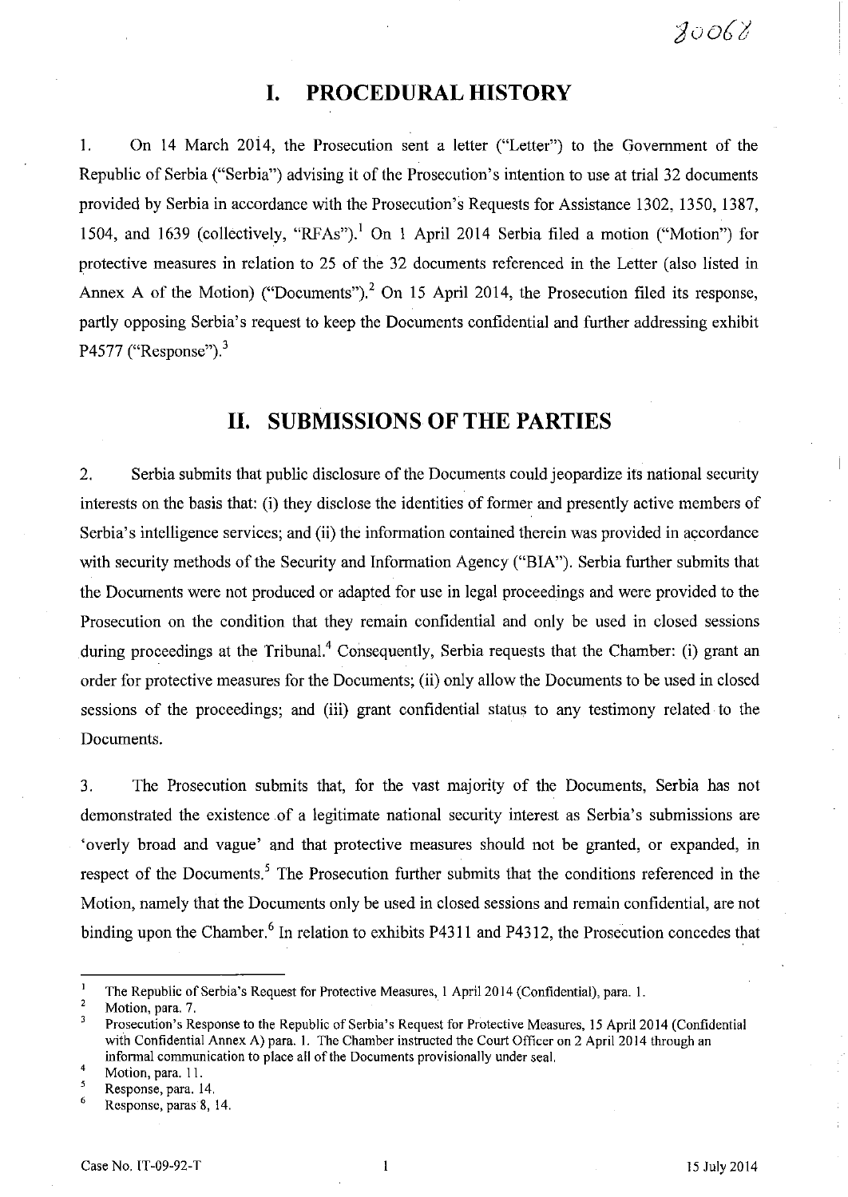# I. PROCEDURAL HISTORY

1. On 14 March 2014, the Prosecution sent a letter ("Letter") to the Government of the Republic of Serbia ("Serbia") advising it of the Prosecution's intention to use at trial 32 documents provided by Serbia in accordance with the Prosecution's Requests for Assistance 1302, 1350, 1387, 1504, and 1639 (collectively, "RFAs").[1] On 1 April 2014 Serbia filed a motion ("Motion") for protective measures in relation to 25 of the 32 documents referenced in the Letter (also listed in Annex A of the Motion) ("Documents").[2] On 15 April 2014, the Prosecution filed its response, partly opposing Serbia's request to keep the Documents confidential and further addressing exhibit P4577 ("Response").[3]

# II. SUBMISSIONS OF THE PARTIES

2. Serbia submits that public disclosure of the Documents could jeopardize its national security interests on the basis that: (i) they disclose the identities of former and presently active members of Serbia's intelligence services; and (ii) the information contained therein was provided in accordance with security methods of the Security and Information Agency ("BIA"). Serbia further submits that the Documents were not produced or adapted for use in legal proceedings and were provided to the Prosecution on the condition that they remain confidential and only be used in closed sessions during proceedings at the Tribunal.[4] Consequently, Serbia requests that the Chamber: (i) grant an order for protective measures for the Documents; (ii) only allow the Documents to be used in closed sessions of the proceedings; and (iii) grant confidential status to any testimony related to the Documents.

3. The Prosecution submits that, for the vast majority of the Documents, Serbia has not demonstrated the existence of a legitimate national security interest as Serbia's submissions are 'overly broad and vague' and that protective measures should not be granted, or expanded, in respect of the Documents.[5] The Prosecution further submits that the conditions referenced in the Motion, namely that the Documents only be used in closed sessions and remain confidential, are not binding upon the Chamber.[6] In relation to exhibits P4311 and P4312, the Prosecution concedes that

---

[1] The Republic of Serbia's Request for Protective Measures, 1 April 2014 (Confidential), para. 1.

[2] Motion, para. 7.

[3] Prosecution's Response to the Republic of Serbia's Request for Protective Measures, 15 April 2014 (Confidential with Confidential Annex A) para. 1. The Chamber instructed the Court Officer on 2 April 2014 through an informal communication to place all of the Documents provisionally under seal.

[4] Motion, para. 11.

[5] Response, para. 14.

[6] Response, paras 8, 14.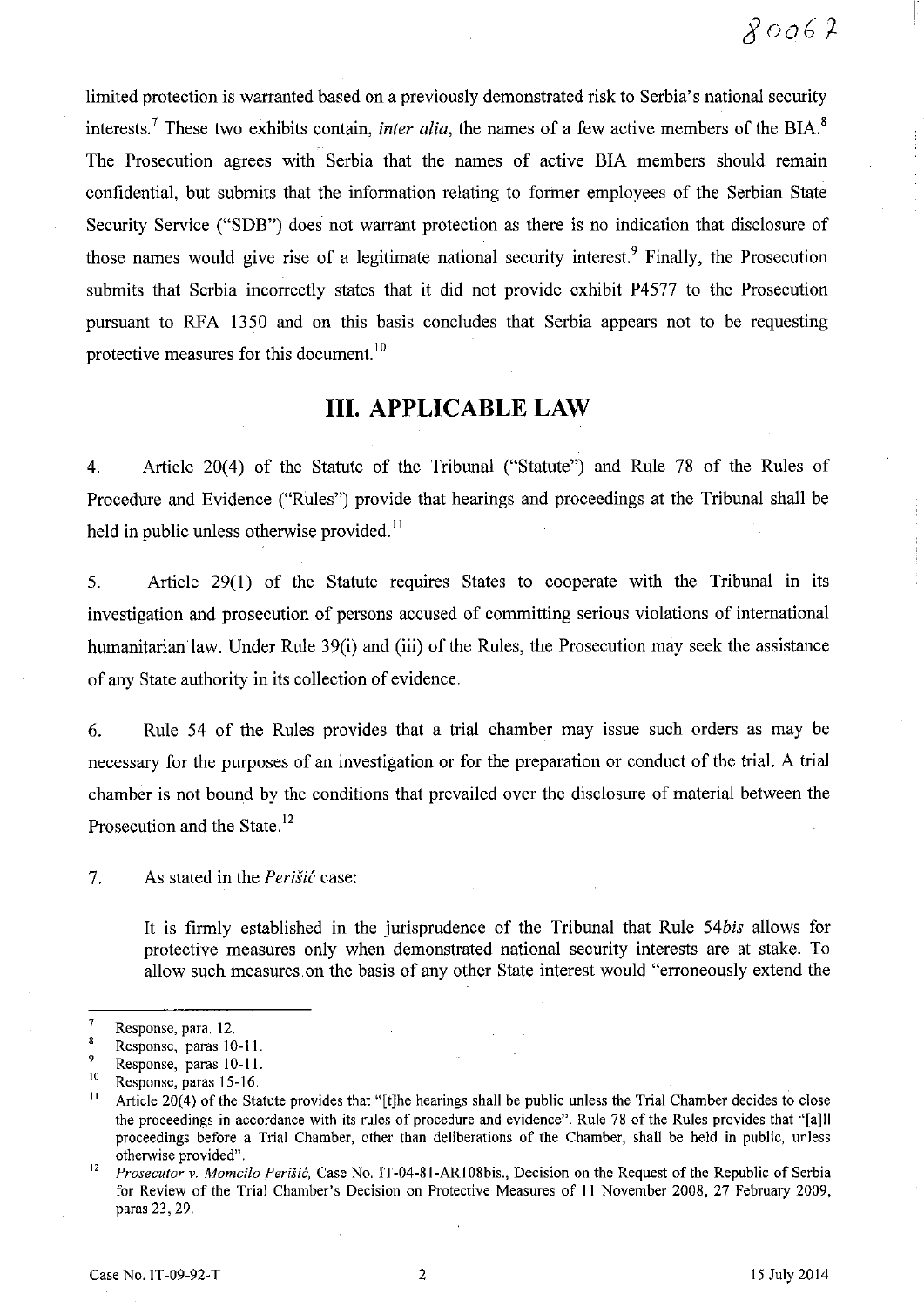limited protection is warranted based on a previously demonstrated risk to Serbia's national security interests.[7] These two exhibits contain, *inter alia*, the names of a few active members of the BIA.[8] The Prosecution agrees with Serbia that the names of active BIA members should remain confidential, but submits that the information relating to former employees of the Serbian State Security Service ("SDB") does not warrant protection as there is no indication that disclosure of those names would give rise of a legitimate national security interest.[9] Finally, the Prosecution submits that Serbia incorrectly states that it did not provide exhibit P4577 to the Prosecution pursuant to RFA 1350 and on this basis concludes that Serbia appears not to be requesting protective measures for this document.[10]

## III. APPLICABLE LAW

4. Article 20(4) of the Statute of the Tribunal ("Statute") and Rule 78 of the Rules of Procedure and Evidence ("Rules") provide that hearings and proceedings at the Tribunal shall be held in public unless otherwise provided.[11]

5. Article 29(1) of the Statute requires States to cooperate with the Tribunal in its investigation and prosecution of persons accused of committing serious violations of international humanitarian law. Under Rule 39(i) and (iii) of the Rules, the Prosecution may seek the assistance of any State authority in its collection of evidence.

6. Rule 54 of the Rules provides that a trial chamber may issue such orders as may be necessary for the purposes of an investigation or for the preparation or conduct of the trial. A trial chamber is not bound by the conditions that prevailed over the disclosure of material between the Prosecution and the State.[12]

7. As stated in the *Perišić* case:

> It is firmly established in the jurisprudence of the Tribunal that Rule 54*bis* allows for protective measures only when demonstrated national security interests are at stake. To allow such measures on the basis of any other State interest would "erroneously extend the

---

[7] Response, para. 12.

[8] Response, paras 10-11.

[9] Response, paras 10-11.

[10] Response, paras 15-16.

[11] Article 20(4) of the Statute provides that "[t]he hearings shall be public unless the Trial Chamber decides to close the proceedings in accordance with its rules of procedure and evidence". Rule 78 of the Rules provides that "[a]ll proceedings before a Trial Chamber, other than deliberations of the Chamber, shall be held in public, unless otherwise provided".

[12] *Prosecutor v. Momcilo Perišić*, Case No. IT-04-81-AR108bis., Decision on the Request of the Republic of Serbia for Review of the Trial Chamber's Decision on Protective Measures of 11 November 2008, 27 February 2009, paras 23, 29.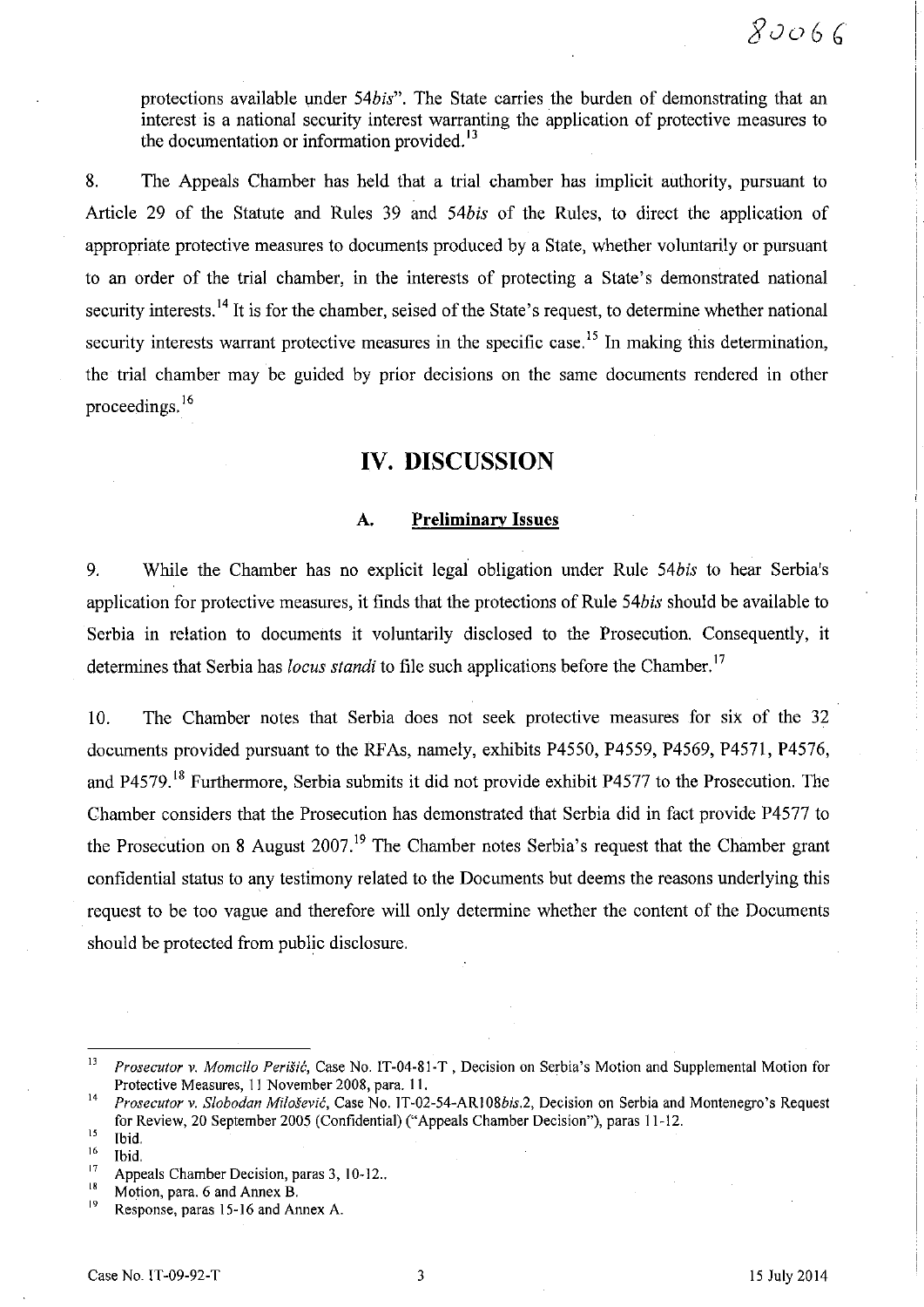protections available under *54bis*". The State carries the burden of demonstrating that an interest is a national security interest warranting the application of protective measures to the documentation or information provided.[13]

8. The Appeals Chamber has held that a trial chamber has implicit authority, pursuant to Article 29 of the Statute and Rules 39 and *54bis* of the Rules, to direct the application of appropriate protective measures to documents produced by a State, whether voluntarily or pursuant to an order of the trial chamber, in the interests of protecting a State's demonstrated national security interests.[14] It is for the chamber, seised of the State's request, to determine whether national security interests warrant protective measures in the specific case.[15] In making this determination, the trial chamber may be guided by prior decisions on the same documents rendered in other proceedings.[16]

## IV. DISCUSSION

### A. Preliminary Issues

9. While the Chamber has no explicit legal obligation under Rule *54bis* to hear Serbia's application for protective measures, it finds that the protections of Rule *54bis* should be available to Serbia in relation to documents it voluntarily disclosed to the Prosecution. Consequently, it determines that Serbia has *locus standi* to file such applications before the Chamber.[17]

10. The Chamber notes that Serbia does not seek protective measures for six of the 32 documents provided pursuant to the RFAs, namely, exhibits P4550, P4559, P4569, P4571, P4576, and P4579.[18] Furthermore, Serbia submits it did not provide exhibit P4577 to the Prosecution. The Chamber considers that the Prosecution has demonstrated that Serbia did in fact provide P4577 to the Prosecution on 8 August 2007.[19] The Chamber notes Serbia's request that the Chamber grant confidential status to any testimony related to the Documents but deems the reasons underlying this request to be too vague and therefore will only determine whether the content of the Documents should be protected from public disclosure.

---

[13] *Prosecutor v. Momcilo Perišić*, Case No. IT-04-81-T , Decision on Serbia's Motion and Supplemental Motion for Protective Measures, 11 November 2008, para. 11.

[14] *Prosecutor v. Slobodan Milošević*, Case No. IT-02-54-AR108*bis*.2, Decision on Serbia and Montenegro's Request for Review, 20 September 2005 (Confidential) ("Appeals Chamber Decision"), paras 11-12.

[15] Ibid.

[16] Ibid.

[17] Appeals Chamber Decision, paras 3, 10-12..

[18] Motion, para. 6 and Annex B.

[19] Response, paras 15-16 and Annex A.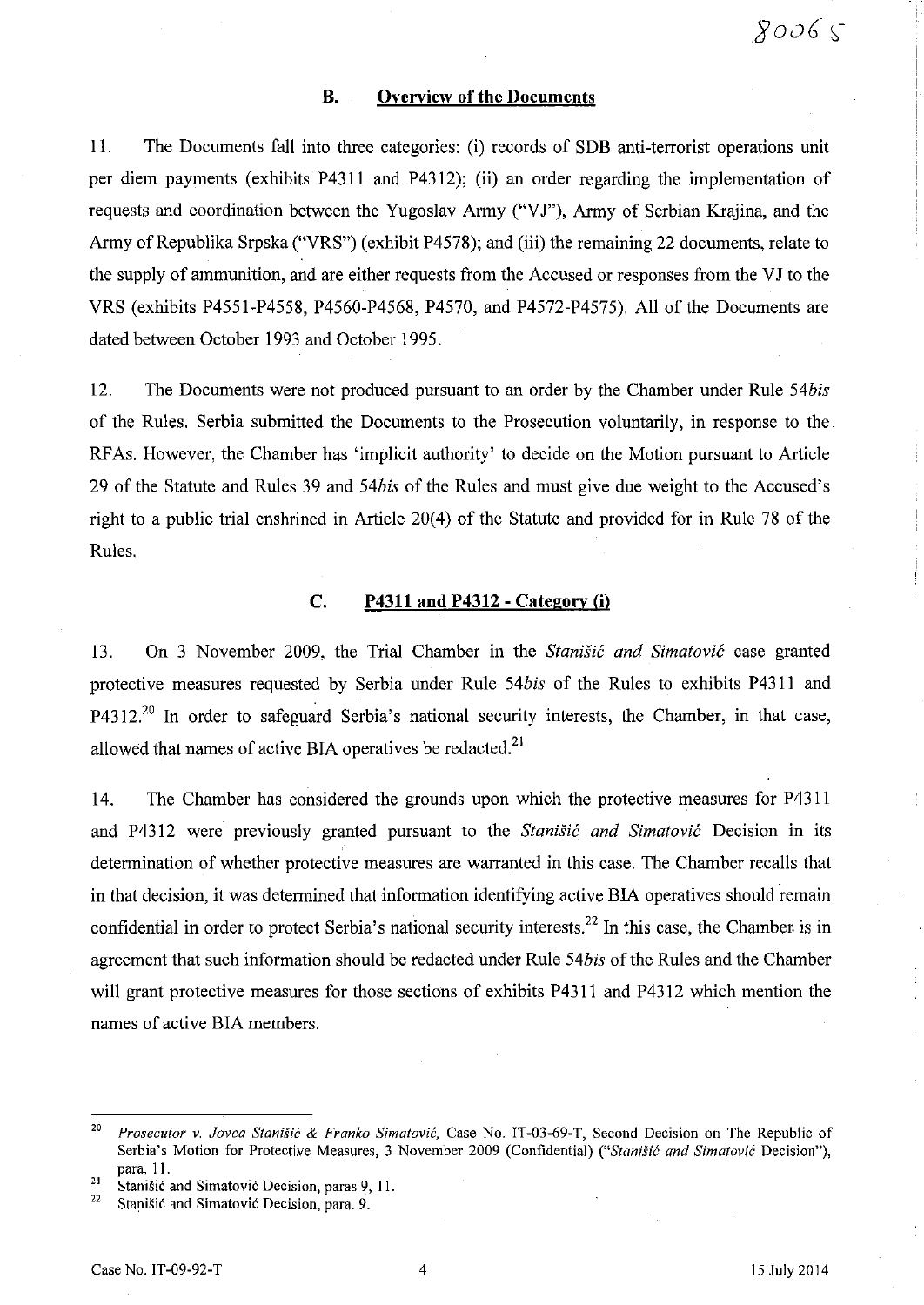### B. Overview of the Documents

11. The Documents fall into three categories: (i) records of SDB anti-terrorist operations unit per diem payments (exhibits P4311 and P4312); (ii) an order regarding the implementation of requests and coordination between the Yugoslav Army ("VJ"), Army of Serbian Krajina, and the Army of Republika Srpska ("VRS") (exhibit P4578); and (iii) the remaining 22 documents, relate to the supply of ammunition, and are either requests from the Accused or responses from the VJ to the VRS (exhibits P4551-P4558, P4560-P4568, P4570, and P4572-P4575). All of the Documents are dated between October 1993 and October 1995.

12. The Documents were not produced pursuant to an order by the Chamber under Rule 54*bis* of the Rules. Serbia submitted the Documents to the Prosecution voluntarily, in response to the RFAs. However, the Chamber has 'implicit authority' to decide on the Motion pursuant to Article 29 of the Statute and Rules 39 and 54*bis* of the Rules and must give due weight to the Accused's right to a public trial enshrined in Article 20(4) of the Statute and provided for in Rule 78 of the Rules.

### C. P4311 and P4312 - Category (i)

13. On 3 November 2009, the Trial Chamber in the *Stanišić and Simatović* case granted protective measures requested by Serbia under Rule 54*bis* of the Rules to exhibits P4311 and P4312.[20] In order to safeguard Serbia's national security interests, the Chamber, in that case, allowed that names of active BIA operatives be redacted.[21]

14. The Chamber has considered the grounds upon which the protective measures for P4311 and P4312 were previously granted pursuant to the *Stanišić and Simatović* Decision in its determination of whether protective measures are warranted in this case. The Chamber recalls that in that decision, it was determined that information identifying active BIA operatives should remain confidential in order to protect Serbia's national security interests.[22] In this case, the Chamber is in agreement that such information should be redacted under Rule 54*bis* of the Rules and the Chamber will grant protective measures for those sections of exhibits P4311 and P4312 which mention the names of active BIA members.

---

[20] *Prosecutor v. Jovca Stanišić & Franko Simatović*, Case No. IT-03-69-T, Second Decision on The Republic of Serbia's Motion for Protective Measures, 3 November 2009 (Confidential) ("*Stanišić and Simatović* Decision"), para. 11.

[21] Stanišić and Simatović Decision, paras 9, 11.

[22] Stanišić and Simatović Decision, para. 9.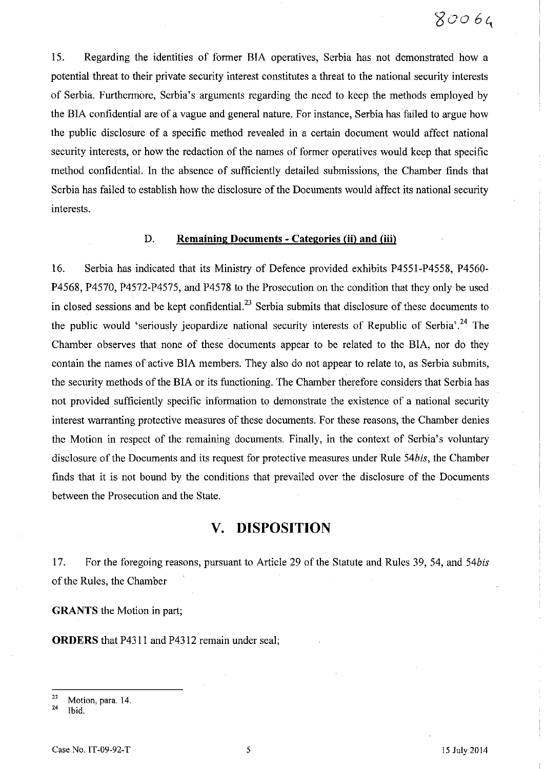15. Regarding the identities of former BIA operatives, Serbia has not demonstrated how a potential threat to their private security interest constitutes a threat to the national security interests of Serbia. Furthermore, Serbia's arguments regarding the need to keep the methods employed by the BIA confidential are of a vague and general nature. For instance, Serbia has failed to argue how the public disclosure of a specific method revealed in a certain document would affect national security interests, or how the redaction of the names of former operatives would keep that specific method confidential. In the absence of sufficiently detailed submissions, the Chamber finds that Serbia has failed to establish how the disclosure of the Documents would affect its national security interests.

### D. Remaining Documents - Categories (ii) and (iii)

16. Serbia has indicated that its Ministry of Defence provided exhibits P4551-P4558, P4560-P4568, P4570, P4572-P4575, and P4578 to the Prosecution on the condition that they only be used in closed sessions and be kept confidential.[23] Serbia submits that disclosure of these documents to the public would 'seriously jeopardize national security interests of Republic of Serbia'.[24] The Chamber observes that none of these documents appear to be related to the BIA, nor do they contain the names of active BIA members. They also do not appear to relate to, as Serbia submits, the security methods of the BIA or its functioning. The Chamber therefore considers that Serbia has not provided sufficiently specific information to demonstrate the existence of a national security interest warranting protective measures of these documents. For these reasons, the Chamber denies the Motion in respect of the remaining documents. Finally, in the context of Serbia's voluntary disclosure of the Documents and its request for protective measures under Rule 54*bis*, the Chamber finds that it is not bound by the conditions that prevailed over the disclosure of the Documents between the Prosecution and the State.

## V. DISPOSITION

17. For the foregoing reasons, pursuant to Article 29 of the Statute and Rules 39, 54, and 54*bis* of the Rules, the Chamber

**GRANTS** the Motion in part;

**ORDERS** that P4311 and P4312 remain under seal;

---

[23] Motion, para. 14.

[24] Ibid.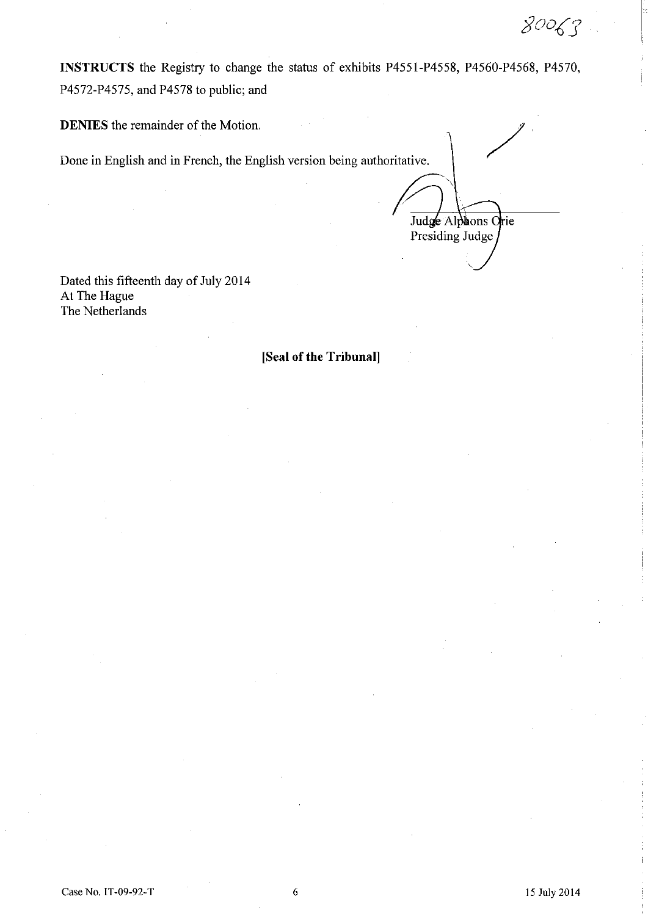80063

**INSTRUCTS** the Registry to change the status of exhibits P4551-P4558, P4560-P4568, P4570, P4572-P4575, and P4578 to public; and

**DENIES** the remainder of the Motion.

Done in English and in French, the English version being authoritative.

Judge Alphons Orie
Presiding Judge

Dated this fifteenth day of July 2014
At The Hague
The Netherlands

**[Seal of the Tribunal]**